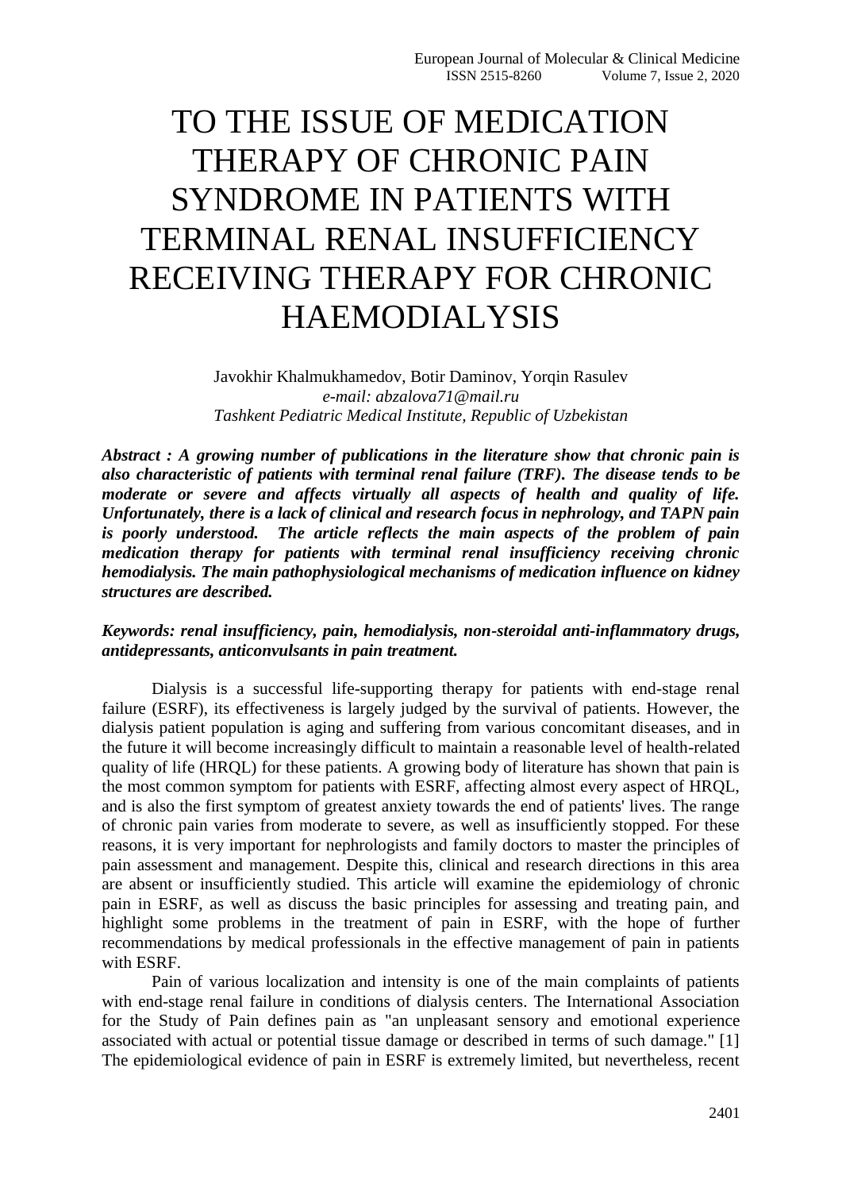# TO THE ISSUE OF MEDICATION THERAPY OF CHRONIC PAIN SYNDROME IN PATIENTS WITH TERMINAL RENAL INSUFFICIENCY RECEIVING THERAPY FOR CHRONIC HAEMODIALYSIS

Javokhir Khalmukhamedov, Botir Daminov, Yorqin Rasulev
*e-mail: abzalova71@mail.ru*
*Tashkent Pediatric Medical Institute, Republic of Uzbekistan*

***Abstract : A growing number of publications in the literature show that chronic pain is also characteristic of patients with terminal renal failure (TRF). The disease tends to be moderate or severe and affects virtually all aspects of health and quality of life. Unfortunately, there is a lack of clinical and research focus in nephrology, and TAPN pain is poorly understood. The article reflects the main aspects of the problem of pain medication therapy for patients with terminal renal insufficiency receiving chronic hemodialysis. The main pathophysiological mechanisms of medication influence on kidney structures are described.***

***Keywords: renal insufficiency, pain, hemodialysis, non-steroidal anti-inflammatory drugs, antidepressants, anticonvulsants in pain treatment.***

Dialysis is a successful life-supporting therapy for patients with end-stage renal failure (ESRF), its effectiveness is largely judged by the survival of patients. However, the dialysis patient population is aging and suffering from various concomitant diseases, and in the future it will become increasingly difficult to maintain a reasonable level of health-related quality of life (HRQL) for these patients. A growing body of literature has shown that pain is the most common symptom for patients with ESRF, affecting almost every aspect of HRQL, and is also the first symptom of greatest anxiety towards the end of patients' lives. The range of chronic pain varies from moderate to severe, as well as insufficiently stopped. For these reasons, it is very important for nephrologists and family doctors to master the principles of pain assessment and management. Despite this, clinical and research directions in this area are absent or insufficiently studied. This article will examine the epidemiology of chronic pain in ESRF, as well as discuss the basic principles for assessing and treating pain, and highlight some problems in the treatment of pain in ESRF, with the hope of further recommendations by medical professionals in the effective management of pain in patients with ESRF.

Pain of various localization and intensity is one of the main complaints of patients with end-stage renal failure in conditions of dialysis centers. The International Association for the Study of Pain defines pain as "an unpleasant sensory and emotional experience associated with actual or potential tissue damage or described in terms of such damage." [1] The epidemiological evidence of pain in ESRF is extremely limited, but nevertheless, recent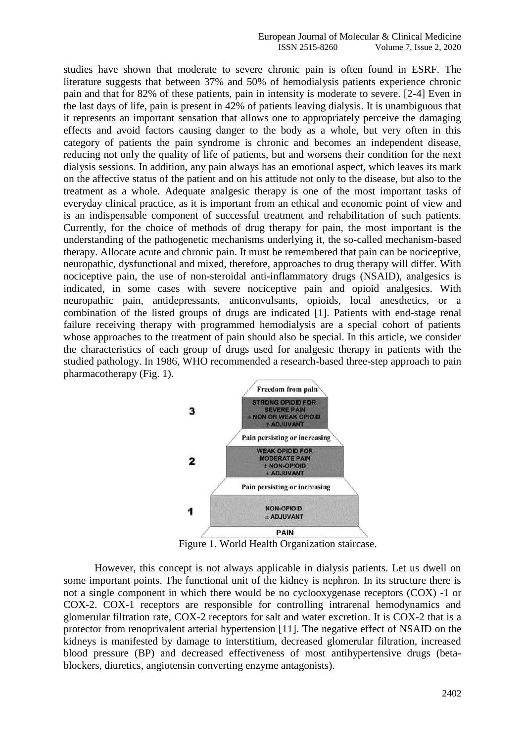studies have shown that moderate to severe chronic pain is often found in ESRF. The literature suggests that between 37% and 50% of hemodialysis patients experience chronic pain and that for 82% of these patients, pain in intensity is moderate to severe. [2-4] Even in the last days of life, pain is present in 42% of patients leaving dialysis. It is unambiguous that it represents an important sensation that allows one to appropriately perceive the damaging effects and avoid factors causing danger to the body as a whole, but very often in this category of patients the pain syndrome is chronic and becomes an independent disease, reducing not only the quality of life of patients, but and worsens their condition for the next dialysis sessions. In addition, any pain always has an emotional aspect, which leaves its mark on the affective status of the patient and on his attitude not only to the disease, but also to the treatment as a whole. Adequate analgesic therapy is one of the most important tasks of everyday clinical practice, as it is important from an ethical and economic point of view and is an indispensable component of successful treatment and rehabilitation of such patients. Currently, for the choice of methods of drug therapy for pain, the most important is the understanding of the pathogenetic mechanisms underlying it, the so-called mechanism-based therapy. Allocate acute and chronic pain. It must be remembered that pain can be nociceptive, neuropathic, dysfunctional and mixed, therefore, approaches to drug therapy will differ. With nociceptive pain, the use of non-steroidal anti-inflammatory drugs (NSAID), analgesics is indicated, in some cases with severe nociceptive pain and opioid analgesics. With neuropathic pain, antidepressants, anticonvulsants, opioids, local anesthetics, or a combination of the listed groups of drugs are indicated [1]. Patients with end-stage renal failure receiving therapy with programmed hemodialysis are a special cohort of patients whose approaches to the treatment of pain should also be special. In this article, we consider the characteristics of each group of drugs used for analgesic therapy in patients with the studied pathology. In 1986, WHO recommended a research-based three-step approach to pain pharmacotherapy (Fig. 1).

Figure 1. World Health Organization staircase.

However, this concept is not always applicable in dialysis patients. Let us dwell on some important points. The functional unit of the kidney is nephron. In its structure there is not a single component in which there would be no cyclooxygenase receptors (COX) -1 or COX-2. COX-1 receptors are responsible for controlling intrarenal hemodynamics and glomerular filtration rate, COX-2 receptors for salt and water excretion. It is COX-2 that is a protector from renoprivalent arterial hypertension [11]. The negative effect of NSAID on the kidneys is manifested by damage to interstitium, decreased glomerular filtration, increased blood pressure (BP) and decreased effectiveness of most antihypertensive drugs (beta-blockers, diuretics, angiotensin converting enzyme antagonists).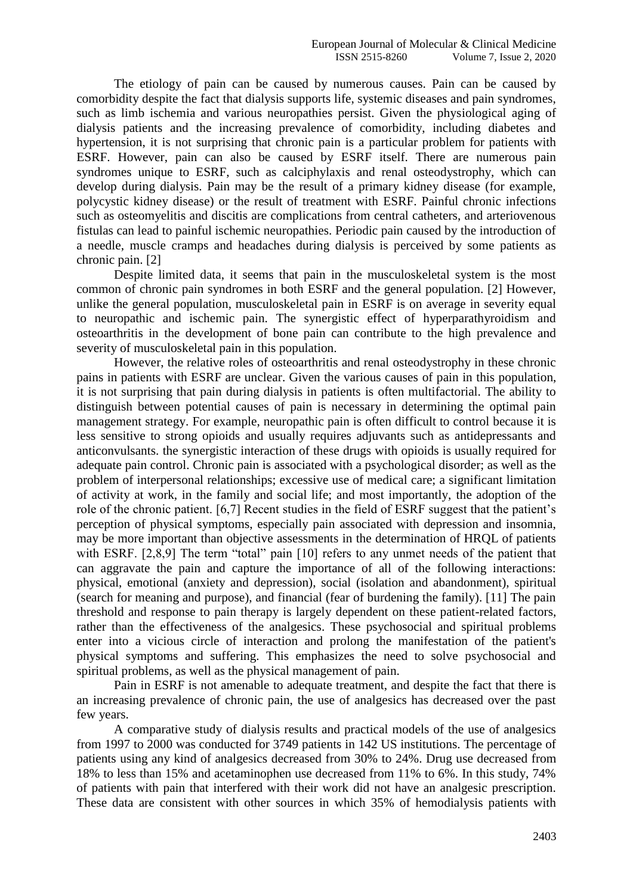The etiology of pain can be caused by numerous causes. Pain can be caused by comorbidity despite the fact that dialysis supports life, systemic diseases and pain syndromes, such as limb ischemia and various neuropathies persist. Given the physiological aging of dialysis patients and the increasing prevalence of comorbidity, including diabetes and hypertension, it is not surprising that chronic pain is a particular problem for patients with ESRF. However, pain can also be caused by ESRF itself. There are numerous pain syndromes unique to ESRF, such as calciphylaxis and renal osteodystrophy, which can develop during dialysis. Pain may be the result of a primary kidney disease (for example, polycystic kidney disease) or the result of treatment with ESRF. Painful chronic infections such as osteomyelitis and discitis are complications from central catheters, and arteriovenous fistulas can lead to painful ischemic neuropathies. Periodic pain caused by the introduction of a needle, muscle cramps and headaches during dialysis is perceived by some patients as chronic pain. [2]

Despite limited data, it seems that pain in the musculoskeletal system is the most common of chronic pain syndromes in both ESRF and the general population. [2] However, unlike the general population, musculoskeletal pain in ESRF is on average in severity equal to neuropathic and ischemic pain. The synergistic effect of hyperparathyroidism and osteoarthritis in the development of bone pain can contribute to the high prevalence and severity of musculoskeletal pain in this population.

However, the relative roles of osteoarthritis and renal osteodystrophy in these chronic pains in patients with ESRF are unclear. Given the various causes of pain in this population, it is not surprising that pain during dialysis in patients is often multifactorial. The ability to distinguish between potential causes of pain is necessary in determining the optimal pain management strategy. For example, neuropathic pain is often difficult to control because it is less sensitive to strong opioids and usually requires adjuvants such as antidepressants and anticonvulsants. the synergistic interaction of these drugs with opioids is usually required for adequate pain control. Chronic pain is associated with a psychological disorder; as well as the problem of interpersonal relationships; excessive use of medical care; a significant limitation of activity at work, in the family and social life; and most importantly, the adoption of the role of the chronic patient. [6,7] Recent studies in the field of ESRF suggest that the patient's perception of physical symptoms, especially pain associated with depression and insomnia, may be more important than objective assessments in the determination of HRQL of patients with ESRF. [2,8,9] The term "total" pain [10] refers to any unmet needs of the patient that can aggravate the pain and capture the importance of all of the following interactions: physical, emotional (anxiety and depression), social (isolation and abandonment), spiritual (search for meaning and purpose), and financial (fear of burdening the family). [11] The pain threshold and response to pain therapy is largely dependent on these patient-related factors, rather than the effectiveness of the analgesics. These psychosocial and spiritual problems enter into a vicious circle of interaction and prolong the manifestation of the patient's physical symptoms and suffering. This emphasizes the need to solve psychosocial and spiritual problems, as well as the physical management of pain.

Pain in ESRF is not amenable to adequate treatment, and despite the fact that there is an increasing prevalence of chronic pain, the use of analgesics has decreased over the past few years.

A comparative study of dialysis results and practical models of the use of analgesics from 1997 to 2000 was conducted for 3749 patients in 142 US institutions. The percentage of patients using any kind of analgesics decreased from 30% to 24%. Drug use decreased from 18% to less than 15% and acetaminophen use decreased from 11% to 6%. In this study, 74% of patients with pain that interfered with their work did not have an analgesic prescription. These data are consistent with other sources in which 35% of hemodialysis patients with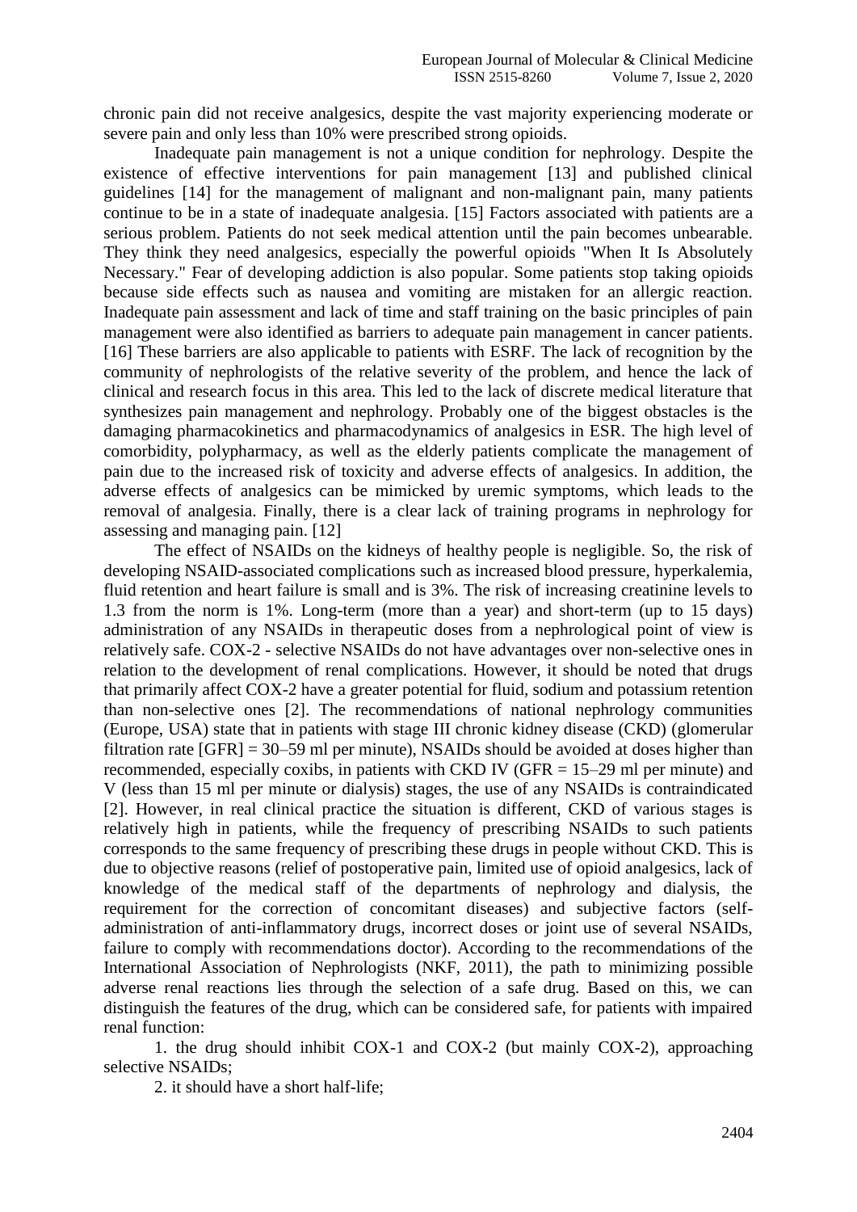chronic pain did not receive analgesics, despite the vast majority experiencing moderate or severe pain and only less than 10% were prescribed strong opioids.

Inadequate pain management is not a unique condition for nephrology. Despite the existence of effective interventions for pain management [13] and published clinical guidelines [14] for the management of malignant and non-malignant pain, many patients continue to be in a state of inadequate analgesia. [15] Factors associated with patients are a serious problem. Patients do not seek medical attention until the pain becomes unbearable. They think they need analgesics, especially the powerful opioids "When It Is Absolutely Necessary." Fear of developing addiction is also popular. Some patients stop taking opioids because side effects such as nausea and vomiting are mistaken for an allergic reaction. Inadequate pain assessment and lack of time and staff training on the basic principles of pain management were also identified as barriers to adequate pain management in cancer patients. [16] These barriers are also applicable to patients with ESRF. The lack of recognition by the community of nephrologists of the relative severity of the problem, and hence the lack of clinical and research focus in this area. This led to the lack of discrete medical literature that synthesizes pain management and nephrology. Probably one of the biggest obstacles is the damaging pharmacokinetics and pharmacodynamics of analgesics in ESR. The high level of comorbidity, polypharmacy, as well as the elderly patients complicate the management of pain due to the increased risk of toxicity and adverse effects of analgesics. In addition, the adverse effects of analgesics can be mimicked by uremic symptoms, which leads to the removal of analgesia. Finally, there is a clear lack of training programs in nephrology for assessing and managing pain. [12]

The effect of NSAIDs on the kidneys of healthy people is negligible. So, the risk of developing NSAID-associated complications such as increased blood pressure, hyperkalemia, fluid retention and heart failure is small and is 3%. The risk of increasing creatinine levels to 1.3 from the norm is 1%. Long-term (more than a year) and short-term (up to 15 days) administration of any NSAIDs in therapeutic doses from a nephrological point of view is relatively safe. COX-2 - selective NSAIDs do not have advantages over non-selective ones in relation to the development of renal complications. However, it should be noted that drugs that primarily affect COX-2 have a greater potential for fluid, sodium and potassium retention than non-selective ones [2]. The recommendations of national nephrology communities (Europe, USA) state that in patients with stage III chronic kidney disease (CKD) (glomerular filtration rate [GFR] = 30–59 ml per minute), NSAIDs should be avoided at doses higher than recommended, especially coxibs, in patients with CKD IV (GFR = 15–29 ml per minute) and V (less than 15 ml per minute or dialysis) stages, the use of any NSAIDs is contraindicated [2]. However, in real clinical practice the situation is different, CKD of various stages is relatively high in patients, while the frequency of prescribing NSAIDs to such patients corresponds to the same frequency of prescribing these drugs in people without CKD. This is due to objective reasons (relief of postoperative pain, limited use of opioid analgesics, lack of knowledge of the medical staff of the departments of nephrology and dialysis, the requirement for the correction of concomitant diseases) and subjective factors (self-administration of anti-inflammatory drugs, incorrect doses or joint use of several NSAIDs, failure to comply with recommendations doctor). According to the recommendations of the International Association of Nephrologists (NKF, 2011), the path to minimizing possible adverse renal reactions lies through the selection of a safe drug. Based on this, we can distinguish the features of the drug, which can be considered safe, for patients with impaired renal function:

1. the drug should inhibit COX-1 and COX-2 (but mainly COX-2), approaching selective NSAIDs;

2. it should have a short half-life;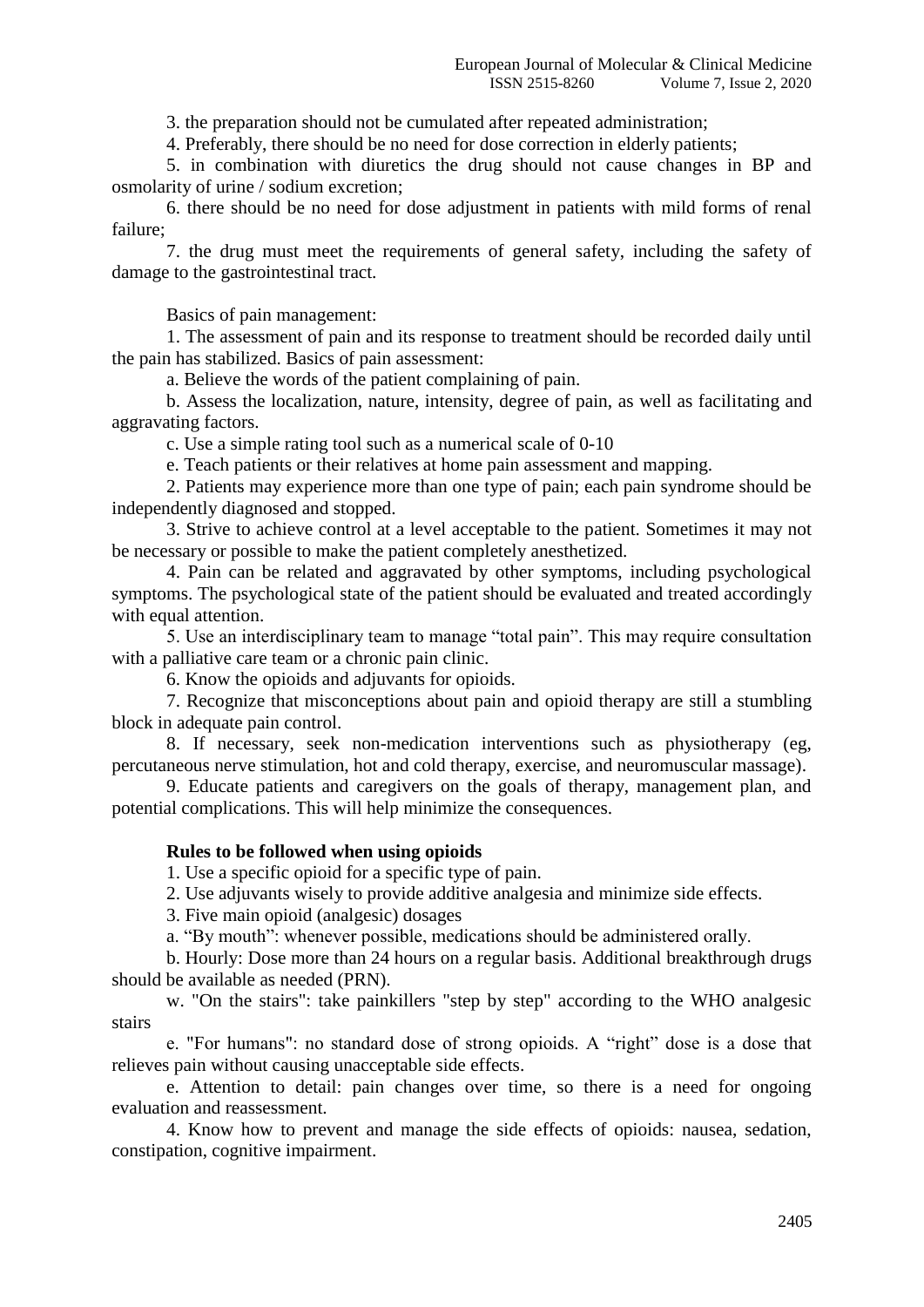3. the preparation should not be cumulated after repeated administration;

4. Preferably, there should be no need for dose correction in elderly patients;

5. in combination with diuretics the drug should not cause changes in BP and osmolarity of urine / sodium excretion;

6. there should be no need for dose adjustment in patients with mild forms of renal failure;

7. the drug must meet the requirements of general safety, including the safety of damage to the gastrointestinal tract.

Basics of pain management:

1. The assessment of pain and its response to treatment should be recorded daily until the pain has stabilized. Basics of pain assessment:

a. Believe the words of the patient complaining of pain.

b. Assess the localization, nature, intensity, degree of pain, as well as facilitating and aggravating factors.

c. Use a simple rating tool such as a numerical scale of 0-10

e. Teach patients or their relatives at home pain assessment and mapping.

2. Patients may experience more than one type of pain; each pain syndrome should be independently diagnosed and stopped.

3. Strive to achieve control at a level acceptable to the patient. Sometimes it may not be necessary or possible to make the patient completely anesthetized.

4. Pain can be related and aggravated by other symptoms, including psychological symptoms. The psychological state of the patient should be evaluated and treated accordingly with equal attention.

5. Use an interdisciplinary team to manage "total pain". This may require consultation with a palliative care team or a chronic pain clinic.

6. Know the opioids and adjuvants for opioids.

7. Recognize that misconceptions about pain and opioid therapy are still a stumbling block in adequate pain control.

8. If necessary, seek non-medication interventions such as physiotherapy (eg, percutaneous nerve stimulation, hot and cold therapy, exercise, and neuromuscular massage).

9. Educate patients and caregivers on the goals of therapy, management plan, and potential complications. This will help minimize the consequences.

**Rules to be followed when using opioids**

1. Use a specific opioid for a specific type of pain.

2. Use adjuvants wisely to provide additive analgesia and minimize side effects.

3. Five main opioid (analgesic) dosages

a. "By mouth": whenever possible, medications should be administered orally.

b. Hourly: Dose more than 24 hours on a regular basis. Additional breakthrough drugs should be available as needed (PRN).

w. "On the stairs": take painkillers "step by step" according to the WHO analgesic stairs

e. "For humans": no standard dose of strong opioids. A "right" dose is a dose that relieves pain without causing unacceptable side effects.

e. Attention to detail: pain changes over time, so there is a need for ongoing evaluation and reassessment.

4. Know how to prevent and manage the side effects of opioids: nausea, sedation, constipation, cognitive impairment.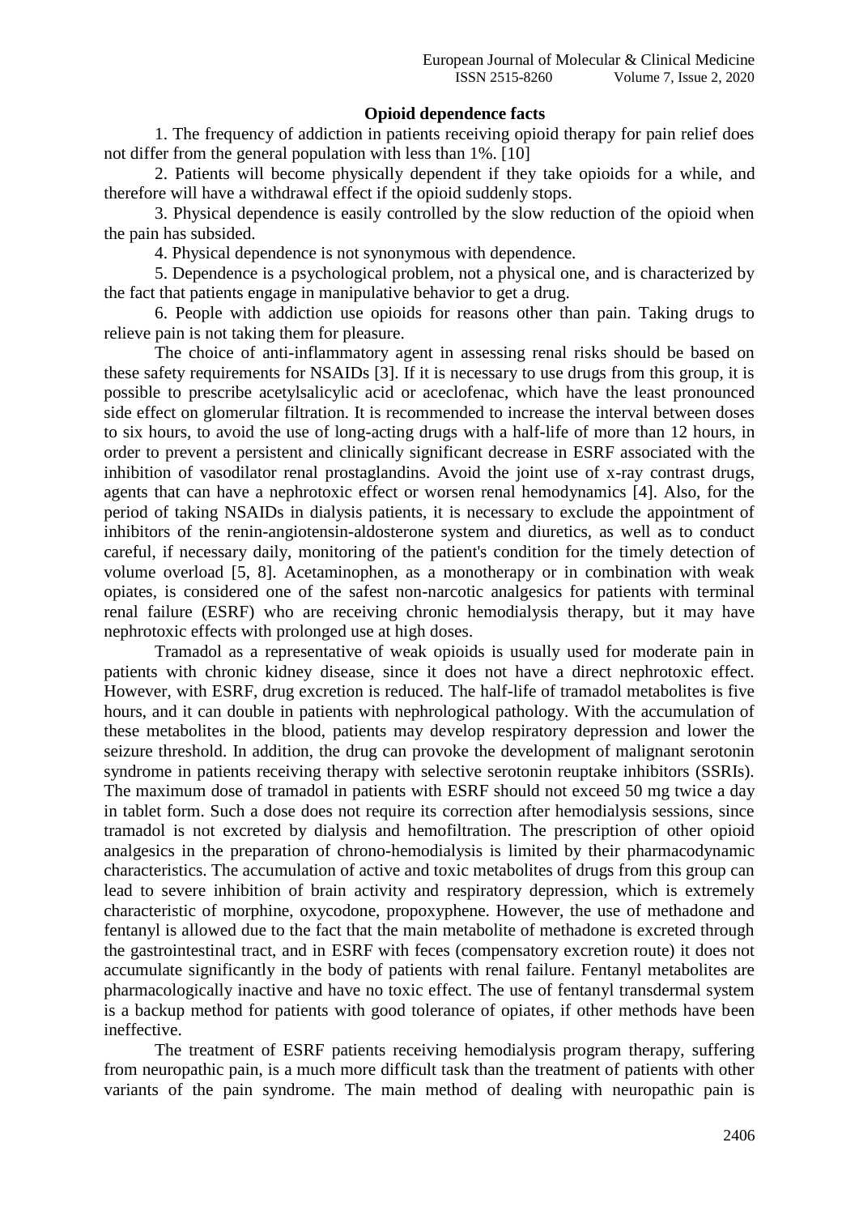**Opioid dependence facts**

1. The frequency of addiction in patients receiving opioid therapy for pain relief does not differ from the general population with less than 1%. [10]

2. Patients will become physically dependent if they take opioids for a while, and therefore will have a withdrawal effect if the opioid suddenly stops.

3. Physical dependence is easily controlled by the slow reduction of the opioid when the pain has subsided.

4. Physical dependence is not synonymous with dependence.

5. Dependence is a psychological problem, not a physical one, and is characterized by the fact that patients engage in manipulative behavior to get a drug.

6. People with addiction use opioids for reasons other than pain. Taking drugs to relieve pain is not taking them for pleasure.

The choice of anti-inflammatory agent in assessing renal risks should be based on these safety requirements for NSAIDs [3]. If it is necessary to use drugs from this group, it is possible to prescribe acetylsalicylic acid or aceclofenac, which have the least pronounced side effect on glomerular filtration. It is recommended to increase the interval between doses to six hours, to avoid the use of long-acting drugs with a half-life of more than 12 hours, in order to prevent a persistent and clinically significant decrease in ESRF associated with the inhibition of vasodilator renal prostaglandins. Avoid the joint use of x-ray contrast drugs, agents that can have a nephrotoxic effect or worsen renal hemodynamics [4]. Also, for the period of taking NSAIDs in dialysis patients, it is necessary to exclude the appointment of inhibitors of the renin-angiotensin-aldosterone system and diuretics, as well as to conduct careful, if necessary daily, monitoring of the patient's condition for the timely detection of volume overload [5, 8]. Acetaminophen, as a monotherapy or in combination with weak opiates, is considered one of the safest non-narcotic analgesics for patients with terminal renal failure (ESRF) who are receiving chronic hemodialysis therapy, but it may have nephrotoxic effects with prolonged use at high doses.

Tramadol as a representative of weak opioids is usually used for moderate pain in patients with chronic kidney disease, since it does not have a direct nephrotoxic effect. However, with ESRF, drug excretion is reduced. The half-life of tramadol metabolites is five hours, and it can double in patients with nephrological pathology. With the accumulation of these metabolites in the blood, patients may develop respiratory depression and lower the seizure threshold. In addition, the drug can provoke the development of malignant serotonin syndrome in patients receiving therapy with selective serotonin reuptake inhibitors (SSRIs). The maximum dose of tramadol in patients with ESRF should not exceed 50 mg twice a day in tablet form. Such a dose does not require its correction after hemodialysis sessions, since tramadol is not excreted by dialysis and hemofiltration. The prescription of other opioid analgesics in the preparation of chrono-hemodialysis is limited by their pharmacodynamic characteristics. The accumulation of active and toxic metabolites of drugs from this group can lead to severe inhibition of brain activity and respiratory depression, which is extremely characteristic of morphine, oxycodone, propoxyphene. However, the use of methadone and fentanyl is allowed due to the fact that the main metabolite of methadone is excreted through the gastrointestinal tract, and in ESRF with feces (compensatory excretion route) it does not accumulate significantly in the body of patients with renal failure. Fentanyl metabolites are pharmacologically inactive and have no toxic effect. The use of fentanyl transdermal system is a backup method for patients with good tolerance of opiates, if other methods have been ineffective.

The treatment of ESRF patients receiving hemodialysis program therapy, suffering from neuropathic pain, is a much more difficult task than the treatment of patients with other variants of the pain syndrome. The main method of dealing with neuropathic pain is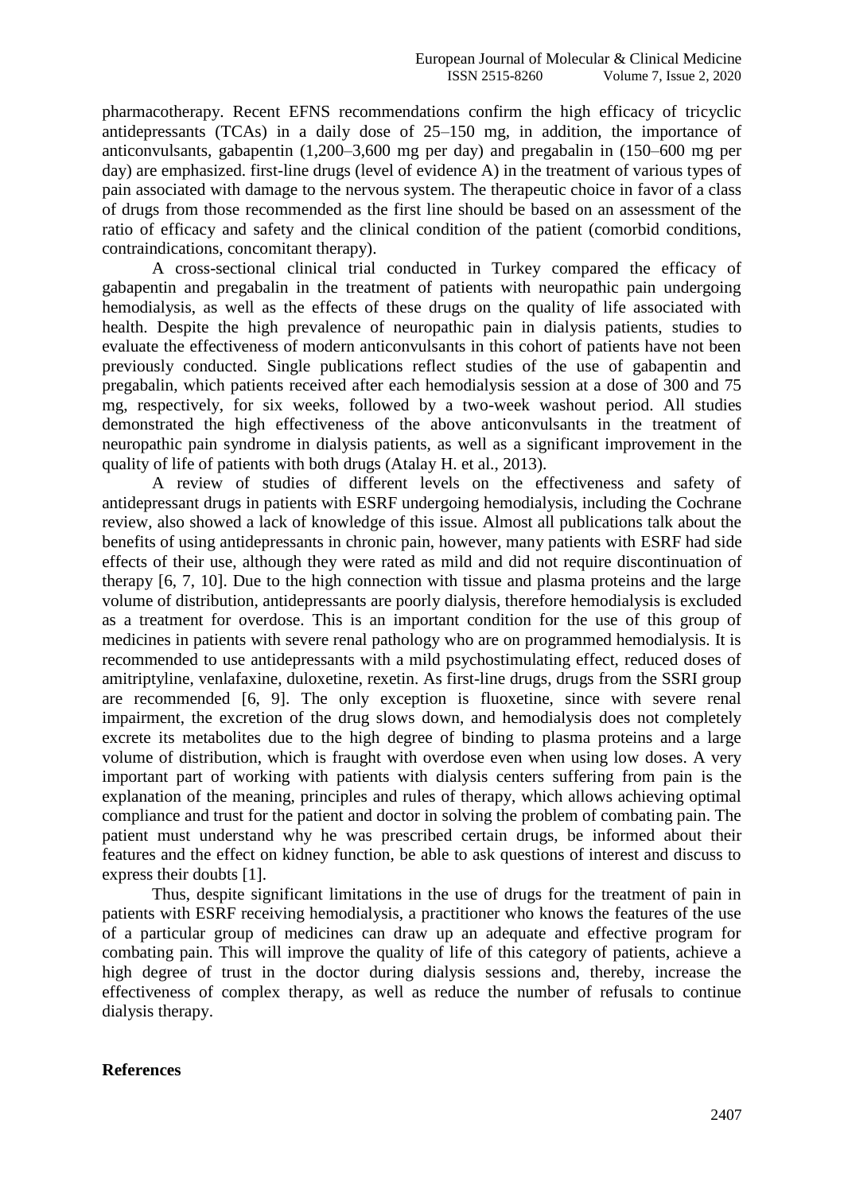pharmacotherapy. Recent EFNS recommendations confirm the high efficacy of tricyclic antidepressants (TCAs) in a daily dose of 25–150 mg, in addition, the importance of anticonvulsants, gabapentin (1,200–3,600 mg per day) and pregabalin in (150–600 mg per day) are emphasized. first-line drugs (level of evidence A) in the treatment of various types of pain associated with damage to the nervous system. The therapeutic choice in favor of a class of drugs from those recommended as the first line should be based on an assessment of the ratio of efficacy and safety and the clinical condition of the patient (comorbid conditions, contraindications, concomitant therapy).

A cross-sectional clinical trial conducted in Turkey compared the efficacy of gabapentin and pregabalin in the treatment of patients with neuropathic pain undergoing hemodialysis, as well as the effects of these drugs on the quality of life associated with health. Despite the high prevalence of neuropathic pain in dialysis patients, studies to evaluate the effectiveness of modern anticonvulsants in this cohort of patients have not been previously conducted. Single publications reflect studies of the use of gabapentin and pregabalin, which patients received after each hemodialysis session at a dose of 300 and 75 mg, respectively, for six weeks, followed by a two-week washout period. All studies demonstrated the high effectiveness of the above anticonvulsants in the treatment of neuropathic pain syndrome in dialysis patients, as well as a significant improvement in the quality of life of patients with both drugs (Atalay H. et al., 2013).

A review of studies of different levels on the effectiveness and safety of antidepressant drugs in patients with ESRF undergoing hemodialysis, including the Cochrane review, also showed a lack of knowledge of this issue. Almost all publications talk about the benefits of using antidepressants in chronic pain, however, many patients with ESRF had side effects of their use, although they were rated as mild and did not require discontinuation of therapy [6, 7, 10]. Due to the high connection with tissue and plasma proteins and the large volume of distribution, antidepressants are poorly dialysis, therefore hemodialysis is excluded as a treatment for overdose. This is an important condition for the use of this group of medicines in patients with severe renal pathology who are on programmed hemodialysis. It is recommended to use antidepressants with a mild psychostimulating effect, reduced doses of amitriptyline, venlafaxine, duloxetine, rexetin. As first-line drugs, drugs from the SSRI group are recommended [6, 9]. The only exception is fluoxetine, since with severe renal impairment, the excretion of the drug slows down, and hemodialysis does not completely excrete its metabolites due to the high degree of binding to plasma proteins and a large volume of distribution, which is fraught with overdose even when using low doses. A very important part of working with patients with dialysis centers suffering from pain is the explanation of the meaning, principles and rules of therapy, which allows achieving optimal compliance and trust for the patient and doctor in solving the problem of combating pain. The patient must understand why he was prescribed certain drugs, be informed about their features and the effect on kidney function, be able to ask questions of interest and discuss to express their doubts [1].

Thus, despite significant limitations in the use of drugs for the treatment of pain in patients with ESRF receiving hemodialysis, a practitioner who knows the features of the use of a particular group of medicines can draw up an adequate and effective program for combating pain. This will improve the quality of life of this category of patients, achieve a high degree of trust in the doctor during dialysis sessions and, thereby, increase the effectiveness of complex therapy, as well as reduce the number of refusals to continue dialysis therapy.

**References**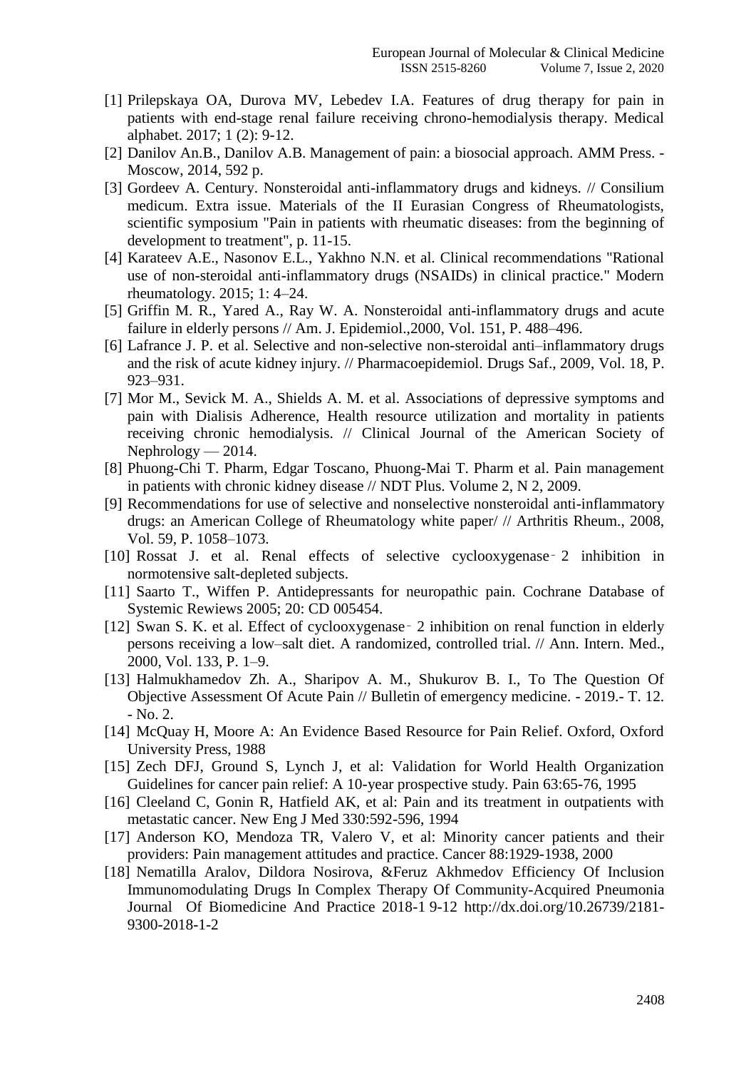[1] Prilepskaya OA, Durova MV, Lebedev I.A. Features of drug therapy for pain in patients with end-stage renal failure receiving chrono-hemodialysis therapy. Medical alphabet. 2017; 1 (2): 9-12.

[2] Danilov An.B., Danilov A.B. Management of pain: a biosocial approach. AMM Press. - Moscow, 2014, 592 p.

[3] Gordeev A. Century. Nonsteroidal anti-inflammatory drugs and kidneys. // Consilium medicum. Extra issue. Materials of the II Eurasian Congress of Rheumatologists, scientific symposium "Pain in patients with rheumatic diseases: from the beginning of development to treatment", p. 11-15.

[4] Karateev A.E., Nasonov E.L., Yakhno N.N. et al. Clinical recommendations "Rational use of non-steroidal anti-inflammatory drugs (NSAIDs) in clinical practice." Modern rheumatology. 2015; 1: 4–24.

[5] Griffin M. R., Yared A., Ray W. A. Nonsteroidal anti-inflammatory drugs and acute failure in elderly persons // Am. J. Epidemiol.,2000, Vol. 151, P. 488–496.

[6] Lafrance J. P. et al. Selective and non-selective non-steroidal anti–inflammatory drugs and the risk of acute kidney injury. // Pharmacoepidemiol. Drugs Saf., 2009, Vol. 18, P. 923–931.

[7] Mor M., Sevick M. A., Shields A. M. et al. Associations of depressive symptoms and pain with Dialisis Adherence, Health resource utilization and mortality in patients receiving chronic hemodialysis. // Clinical Journal of the American Society of Nephrology — 2014.

[8] Phuong-Chi T. Pharm, Edgar Toscano, Phuong-Mai T. Pharm et al. Pain management in patients with chronic kidney disease // NDT Plus. Volume 2, N 2, 2009.

[9] Recommendations for use of selective and nonselective nonsteroidal anti-inflammatory drugs: an American College of Rheumatology white paper/ // Arthritis Rheum., 2008, Vol. 59, P. 1058–1073.

[10] Rossat J. et al. Renal effects of selective cyclooxygenase‐2 inhibition in normotensive salt-depleted subjects.

[11] Saarto T., Wiffen P. Antidepressants for neuropathic pain. Cochrane Database of Systemic Rewiews 2005; 20: CD 005454.

[12] Swan S. K. et al. Effect of cyclooxygenase‐2 inhibition on renal function in elderly persons receiving a low–salt diet. A randomized, controlled trial. // Ann. Intern. Med., 2000, Vol. 133, P. 1–9.

[13] Halmukhamedov Zh. A., Sharipov A. M., Shukurov B. I., To The Question Of Objective Assessment Of Acute Pain // Bulletin of emergency medicine. - 2019.- T. 12. - No. 2.

[14] McQuay H, Moore A: An Evidence Based Resource for Pain Relief. Oxford, Oxford University Press, 1988

[15] Zech DFJ, Ground S, Lynch J, et al: Validation for World Health Organization Guidelines for cancer pain relief: A 10-year prospective study. Pain 63:65-76, 1995

[16] Cleeland C, Gonin R, Hatfield AK, et al: Pain and its treatment in outpatients with metastatic cancer. New Eng J Med 330:592-596, 1994

[17] Anderson KO, Mendoza TR, Valero V, et al: Minority cancer patients and their providers: Pain management attitudes and practice. Cancer 88:1929-1938, 2000

[18] Nematilla Aralov, Dildora Nosirova, &Feruz Akhmedov Efficiency Of Inclusion Immunomodulating Drugs In Complex Therapy Of Community-Acquired Pneumonia Journal Of Biomedicine And Practice 2018-1 9-12 http://dx.doi.org/10.26739/2181-9300-2018-1-2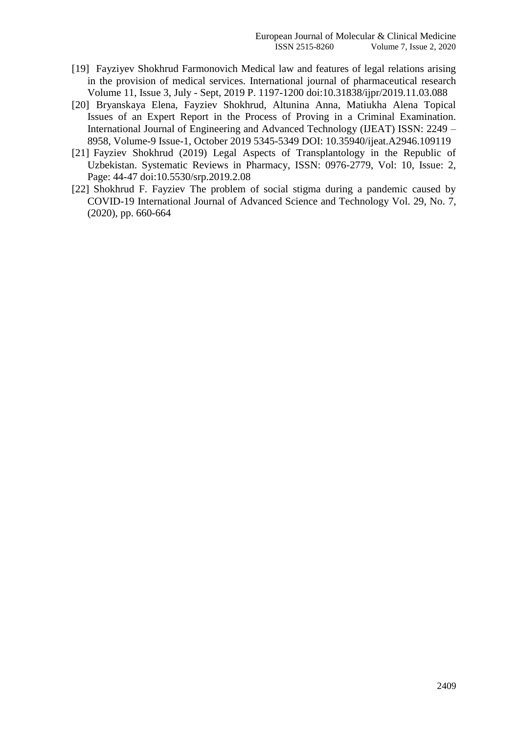[19] Fayziyev Shokhrud Farmonovich Medical law and features of legal relations arising in the provision of medical services. International journal of pharmaceutical research Volume 11, Issue 3, July - Sept, 2019 P. 1197-1200 doi:10.31838/ijpr/2019.11.03.088

[20] Bryanskaya Elena, Fayziev Shokhrud, Altunina Anna, Matiukha Alena Topical Issues of an Expert Report in the Process of Proving in a Criminal Examination. International Journal of Engineering and Advanced Technology (IJEAT) ISSN: 2249 – 8958, Volume-9 Issue-1, October 2019 5345-5349 DOI: 10.35940/ijeat.A2946.109119

[21] Fayziev Shokhrud (2019) Legal Aspects of Transplantology in the Republic of Uzbekistan. Systematic Reviews in Pharmacy, ISSN: 0976-2779, Vol: 10, Issue: 2, Page: 44-47 doi:10.5530/srp.2019.2.08

[22] Shokhrud F. Fayziev The problem of social stigma during a pandemic caused by COVID-19 International Journal of Advanced Science and Technology Vol. 29, No. 7, (2020), pp. 660-664